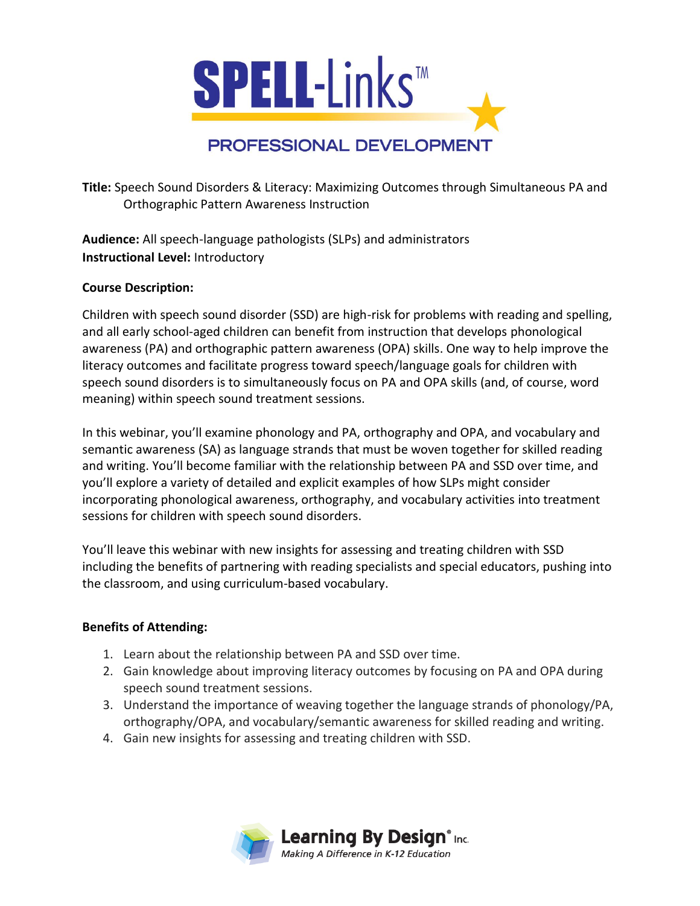**SPELL-Links™**

**PROFESSIONAL DEVELOPMENT**

**Title:** Speech Sound Disorders & Literacy: Maximizing Outcomes through Simultaneous PA and Orthographic Pattern Awareness Instruction

**Audience:** All speech-language pathologists (SLPs) and administrators
**Instructional Level:** Introductory

**Course Description:**

Children with speech sound disorder (SSD) are high-risk for problems with reading and spelling, and all early school-aged children can benefit from instruction that develops phonological awareness (PA) and orthographic pattern awareness (OPA) skills. One way to help improve the literacy outcomes and facilitate progress toward speech/language goals for children with speech sound disorders is to simultaneously focus on PA and OPA skills (and, of course, word meaning) within speech sound treatment sessions.

In this webinar, you'll examine phonology and PA, orthography and OPA, and vocabulary and semantic awareness (SA) as language strands that must be woven together for skilled reading and writing. You'll become familiar with the relationship between PA and SSD over time, and you'll explore a variety of detailed and explicit examples of how SLPs might consider incorporating phonological awareness, orthography, and vocabulary activities into treatment sessions for children with speech sound disorders.

You'll leave this webinar with new insights for assessing and treating children with SSD including the benefits of partnering with reading specialists and special educators, pushing into the classroom, and using curriculum-based vocabulary.

**Benefits of Attending:**

1. Learn about the relationship between PA and SSD over time.
2. Gain knowledge about improving literacy outcomes by focusing on PA and OPA during speech sound treatment sessions.
3. Understand the importance of weaving together the language strands of phonology/PA, orthography/OPA, and vocabulary/semantic awareness for skilled reading and writing.
4. Gain new insights for assessing and treating children with SSD.

**Learning By Design® Inc.**
*Making A Difference in K-12 Education*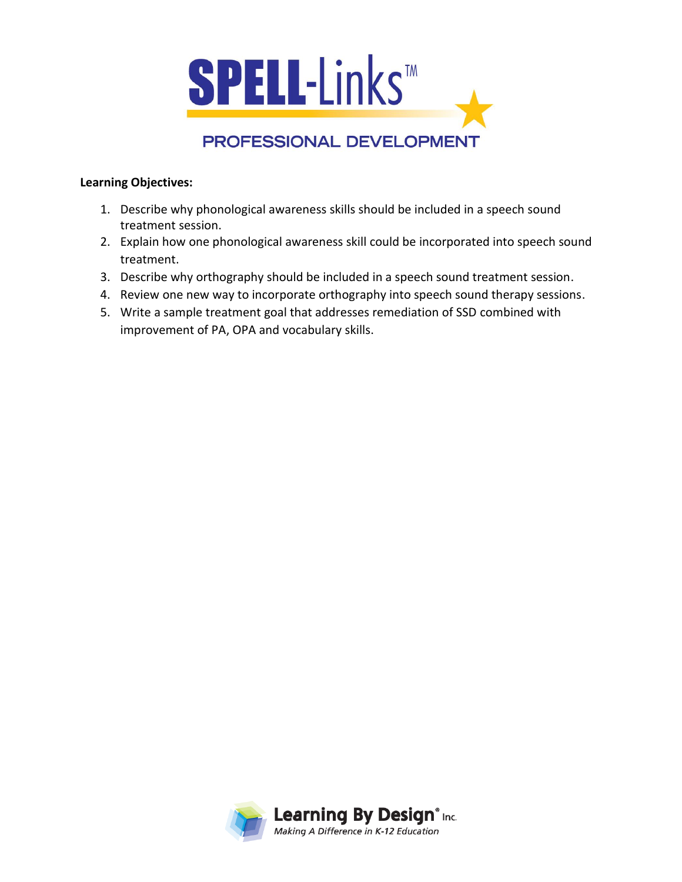SPELL-Links™

PROFESSIONAL DEVELOPMENT

**Learning Objectives:**

1. Describe why phonological awareness skills should be included in a speech sound treatment session.
2. Explain how one phonological awareness skill could be incorporated into speech sound treatment.
3. Describe why orthography should be included in a speech sound treatment session.
4. Review one new way to incorporate orthography into speech sound therapy sessions.
5. Write a sample treatment goal that addresses remediation of SSD combined with improvement of PA, OPA and vocabulary skills.

Learning By Design® Inc.
*Making A Difference in K-12 Education*